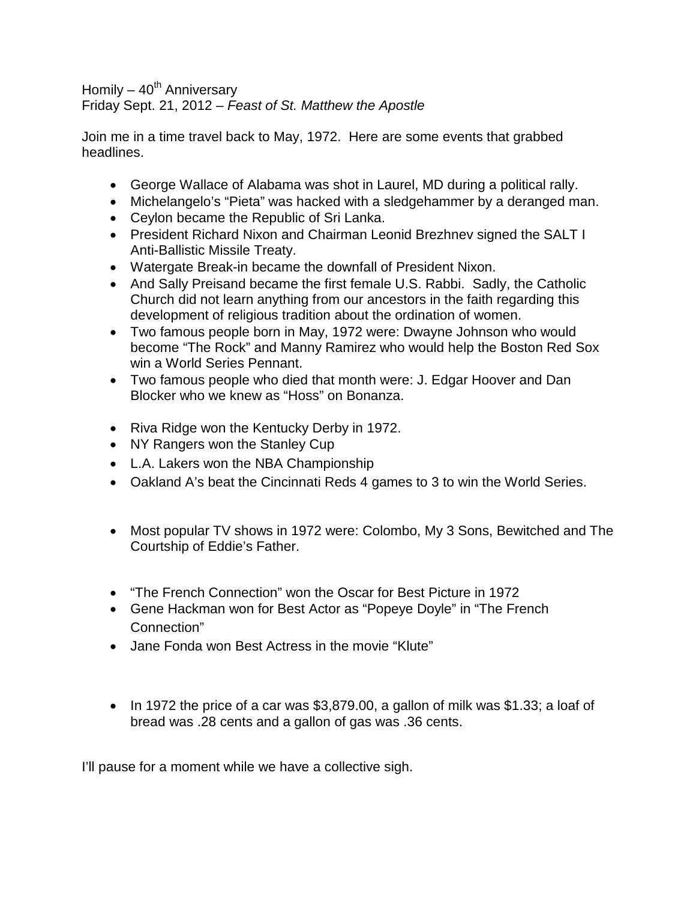Homily – 40th Anniversary
Friday Sept. 21, 2012 – *Feast of St. Matthew the Apostle*

Join me in a time travel back to May, 1972. Here are some events that grabbed headlines.

- George Wallace of Alabama was shot in Laurel, MD during a political rally.
- Michelangelo's "Pieta" was hacked with a sledgehammer by a deranged man.
- Ceylon became the Republic of Sri Lanka.
- President Richard Nixon and Chairman Leonid Brezhnev signed the SALT I Anti-Ballistic Missile Treaty.
- Watergate Break-in became the downfall of President Nixon.
- And Sally Preisand became the first female U.S. Rabbi. Sadly, the Catholic Church did not learn anything from our ancestors in the faith regarding this development of religious tradition about the ordination of women.
- Two famous people born in May, 1972 were: Dwayne Johnson who would become "The Rock" and Manny Ramirez who would help the Boston Red Sox win a World Series Pennant.
- Two famous people who died that month were: J. Edgar Hoover and Dan Blocker who we knew as "Hoss" on Bonanza.

- Riva Ridge won the Kentucky Derby in 1972.
- NY Rangers won the Stanley Cup
- L.A. Lakers won the NBA Championship
- Oakland A's beat the Cincinnati Reds 4 games to 3 to win the World Series.

- Most popular TV shows in 1972 were: Colombo, My 3 Sons, Bewitched and The Courtship of Eddie's Father.

- "The French Connection" won the Oscar for Best Picture in 1972
- Gene Hackman won for Best Actor as "Popeye Doyle" in "The French Connection"
- Jane Fonda won Best Actress in the movie "Klute"

- In 1972 the price of a car was $3,879.00, a gallon of milk was $1.33; a loaf of bread was .28 cents and a gallon of gas was .36 cents.

I'll pause for a moment while we have a collective sigh.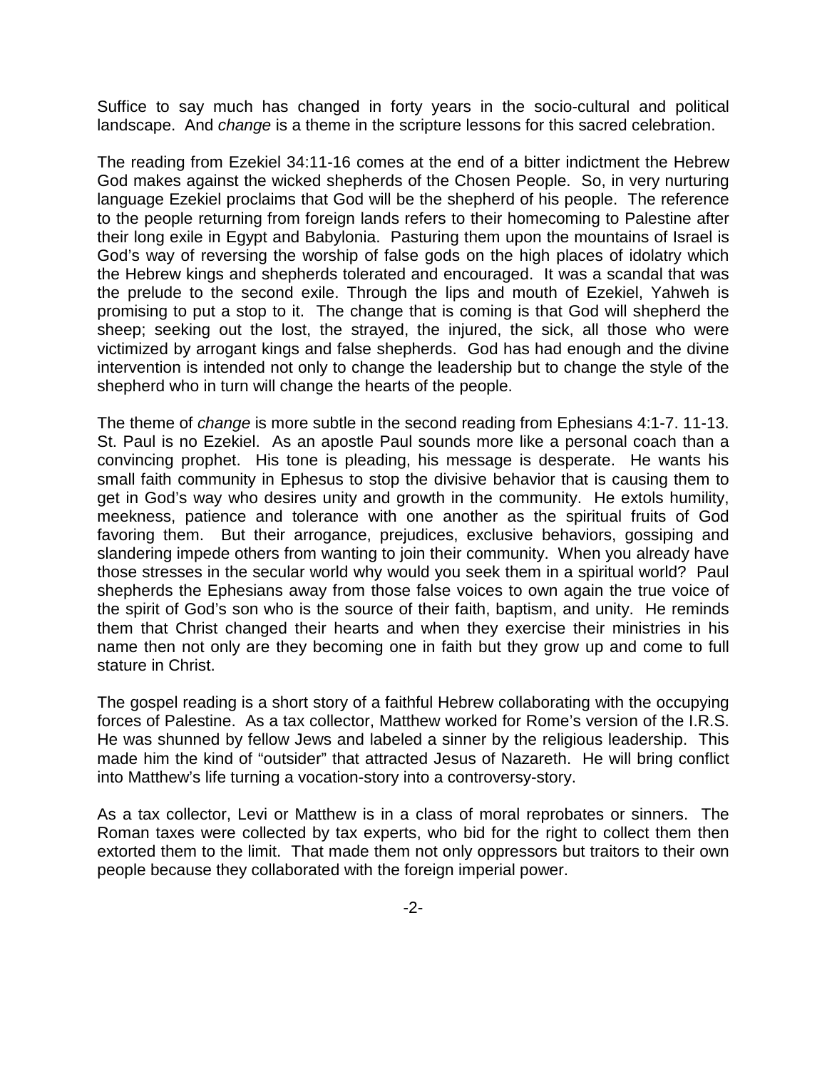Suffice to say much has changed in forty years in the socio-cultural and political landscape. And *change* is a theme in the scripture lessons for this sacred celebration.

The reading from Ezekiel 34:11-16 comes at the end of a bitter indictment the Hebrew God makes against the wicked shepherds of the Chosen People. So, in very nurturing language Ezekiel proclaims that God will be the shepherd of his people. The reference to the people returning from foreign lands refers to their homecoming to Palestine after their long exile in Egypt and Babylonia. Pasturing them upon the mountains of Israel is God's way of reversing the worship of false gods on the high places of idolatry which the Hebrew kings and shepherds tolerated and encouraged. It was a scandal that was the prelude to the second exile. Through the lips and mouth of Ezekiel, Yahweh is promising to put a stop to it. The change that is coming is that God will shepherd the sheep; seeking out the lost, the strayed, the injured, the sick, all those who were victimized by arrogant kings and false shepherds. God has had enough and the divine intervention is intended not only to change the leadership but to change the style of the shepherd who in turn will change the hearts of the people.

The theme of *change* is more subtle in the second reading from Ephesians 4:1-7. 11-13. St. Paul is no Ezekiel. As an apostle Paul sounds more like a personal coach than a convincing prophet. His tone is pleading, his message is desperate. He wants his small faith community in Ephesus to stop the divisive behavior that is causing them to get in God's way who desires unity and growth in the community. He extols humility, meekness, patience and tolerance with one another as the spiritual fruits of God favoring them. But their arrogance, prejudices, exclusive behaviors, gossiping and slandering impede others from wanting to join their community. When you already have those stresses in the secular world why would you seek them in a spiritual world? Paul shepherds the Ephesians away from those false voices to own again the true voice of the spirit of God's son who is the source of their faith, baptism, and unity. He reminds them that Christ changed their hearts and when they exercise their ministries in his name then not only are they becoming one in faith but they grow up and come to full stature in Christ.

The gospel reading is a short story of a faithful Hebrew collaborating with the occupying forces of Palestine. As a tax collector, Matthew worked for Rome's version of the I.R.S. He was shunned by fellow Jews and labeled a sinner by the religious leadership. This made him the kind of "outsider" that attracted Jesus of Nazareth. He will bring conflict into Matthew's life turning a vocation-story into a controversy-story.

As a tax collector, Levi or Matthew is in a class of moral reprobates or sinners. The Roman taxes were collected by tax experts, who bid for the right to collect them then extorted them to the limit. That made them not only oppressors but traitors to their own people because they collaborated with the foreign imperial power.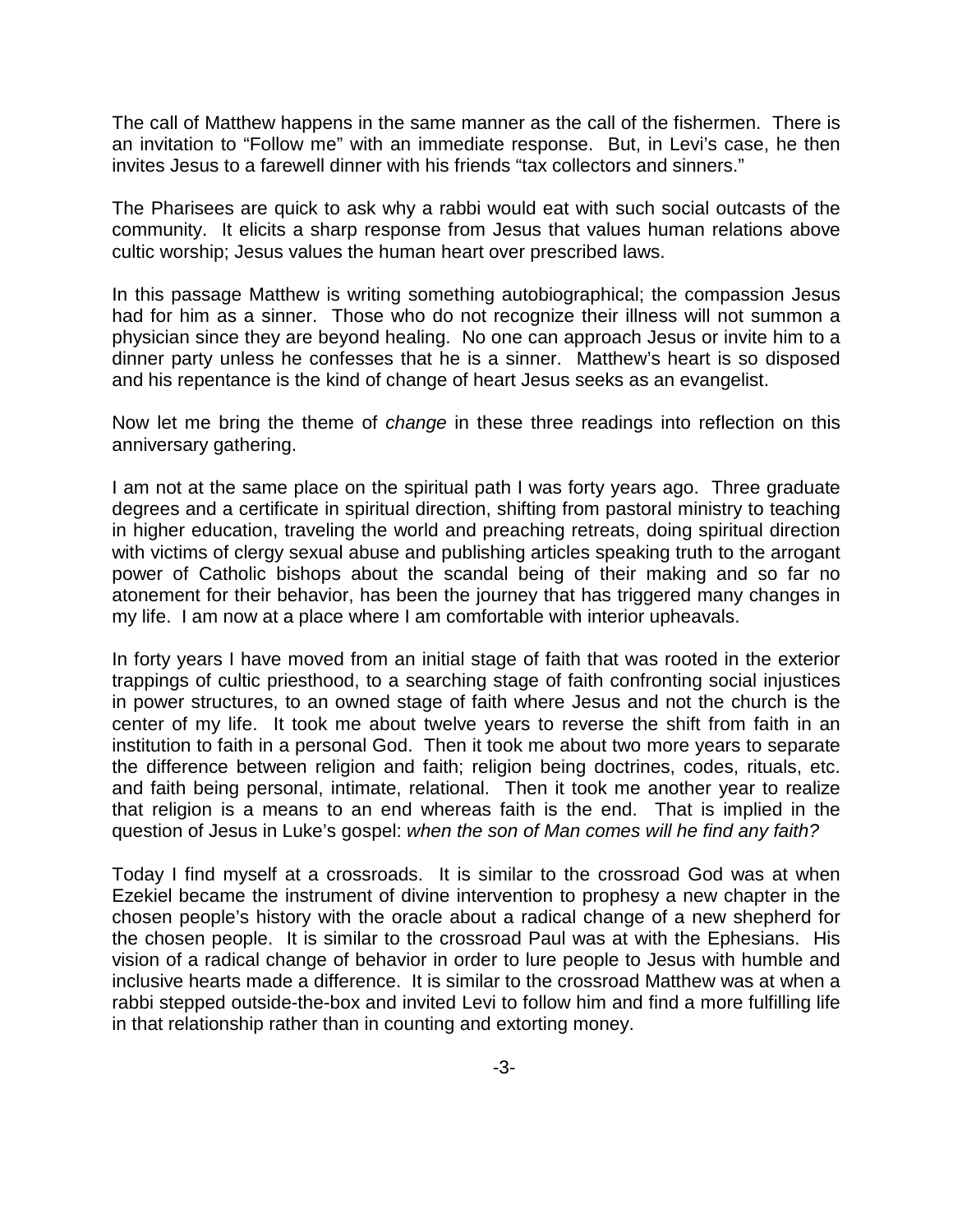The call of Matthew happens in the same manner as the call of the fishermen. There is an invitation to "Follow me" with an immediate response. But, in Levi's case, he then invites Jesus to a farewell dinner with his friends "tax collectors and sinners."

The Pharisees are quick to ask why a rabbi would eat with such social outcasts of the community. It elicits a sharp response from Jesus that values human relations above cultic worship; Jesus values the human heart over prescribed laws.

In this passage Matthew is writing something autobiographical; the compassion Jesus had for him as a sinner. Those who do not recognize their illness will not summon a physician since they are beyond healing. No one can approach Jesus or invite him to a dinner party unless he confesses that he is a sinner. Matthew's heart is so disposed and his repentance is the kind of change of heart Jesus seeks as an evangelist.

Now let me bring the theme of *change* in these three readings into reflection on this anniversary gathering.

I am not at the same place on the spiritual path I was forty years ago. Three graduate degrees and a certificate in spiritual direction, shifting from pastoral ministry to teaching in higher education, traveling the world and preaching retreats, doing spiritual direction with victims of clergy sexual abuse and publishing articles speaking truth to the arrogant power of Catholic bishops about the scandal being of their making and so far no atonement for their behavior, has been the journey that has triggered many changes in my life. I am now at a place where I am comfortable with interior upheavals.

In forty years I have moved from an initial stage of faith that was rooted in the exterior trappings of cultic priesthood, to a searching stage of faith confronting social injustices in power structures, to an owned stage of faith where Jesus and not the church is the center of my life. It took me about twelve years to reverse the shift from faith in an institution to faith in a personal God. Then it took me about two more years to separate the difference between religion and faith; religion being doctrines, codes, rituals, etc. and faith being personal, intimate, relational. Then it took me another year to realize that religion is a means to an end whereas faith is the end. That is implied in the question of Jesus in Luke's gospel: *when the son of Man comes will he find any faith?*

Today I find myself at a crossroads. It is similar to the crossroad God was at when Ezekiel became the instrument of divine intervention to prophesy a new chapter in the chosen people's history with the oracle about a radical change of a new shepherd for the chosen people. It is similar to the crossroad Paul was at with the Ephesians. His vision of a radical change of behavior in order to lure people to Jesus with humble and inclusive hearts made a difference. It is similar to the crossroad Matthew was at when a rabbi stepped outside-the-box and invited Levi to follow him and find a more fulfilling life in that relationship rather than in counting and extorting money.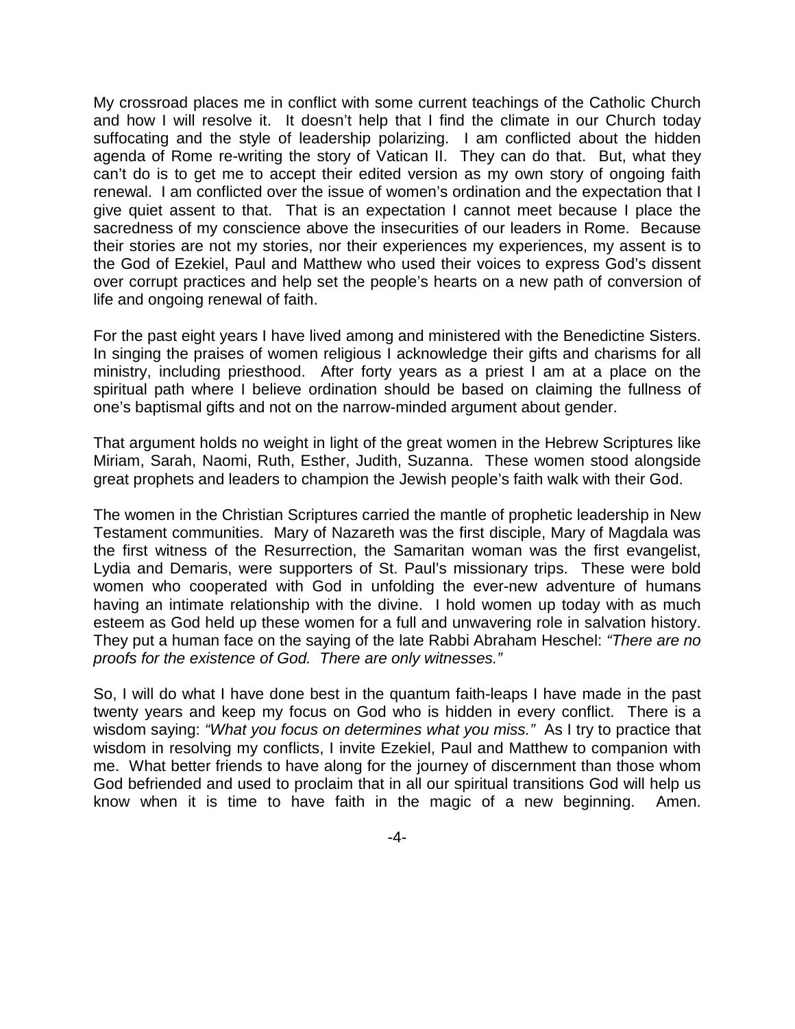My crossroad places me in conflict with some current teachings of the Catholic Church and how I will resolve it. It doesn't help that I find the climate in our Church today suffocating and the style of leadership polarizing. I am conflicted about the hidden agenda of Rome re-writing the story of Vatican II. They can do that. But, what they can't do is to get me to accept their edited version as my own story of ongoing faith renewal. I am conflicted over the issue of women's ordination and the expectation that I give quiet assent to that. That is an expectation I cannot meet because I place the sacredness of my conscience above the insecurities of our leaders in Rome. Because their stories are not my stories, nor their experiences my experiences, my assent is to the God of Ezekiel, Paul and Matthew who used their voices to express God's dissent over corrupt practices and help set the people's hearts on a new path of conversion of life and ongoing renewal of faith.

For the past eight years I have lived among and ministered with the Benedictine Sisters. In singing the praises of women religious I acknowledge their gifts and charisms for all ministry, including priesthood. After forty years as a priest I am at a place on the spiritual path where I believe ordination should be based on claiming the fullness of one's baptismal gifts and not on the narrow-minded argument about gender.

That argument holds no weight in light of the great women in the Hebrew Scriptures like Miriam, Sarah, Naomi, Ruth, Esther, Judith, Suzanna. These women stood alongside great prophets and leaders to champion the Jewish people's faith walk with their God.

The women in the Christian Scriptures carried the mantle of prophetic leadership in New Testament communities. Mary of Nazareth was the first disciple, Mary of Magdala was the first witness of the Resurrection, the Samaritan woman was the first evangelist, Lydia and Demaris, were supporters of St. Paul's missionary trips. These were bold women who cooperated with God in unfolding the ever-new adventure of humans having an intimate relationship with the divine. I hold women up today with as much esteem as God held up these women for a full and unwavering role in salvation history. They put a human face on the saying of the late Rabbi Abraham Heschel: *"There are no proofs for the existence of God. There are only witnesses."*

So, I will do what I have done best in the quantum faith-leaps I have made in the past twenty years and keep my focus on God who is hidden in every conflict. There is a wisdom saying: *"What you focus on determines what you miss."* As I try to practice that wisdom in resolving my conflicts, I invite Ezekiel, Paul and Matthew to companion with me. What better friends to have along for the journey of discernment than those whom God befriended and used to proclaim that in all our spiritual transitions God will help us know when it is time to have faith in the magic of a new beginning. Amen.